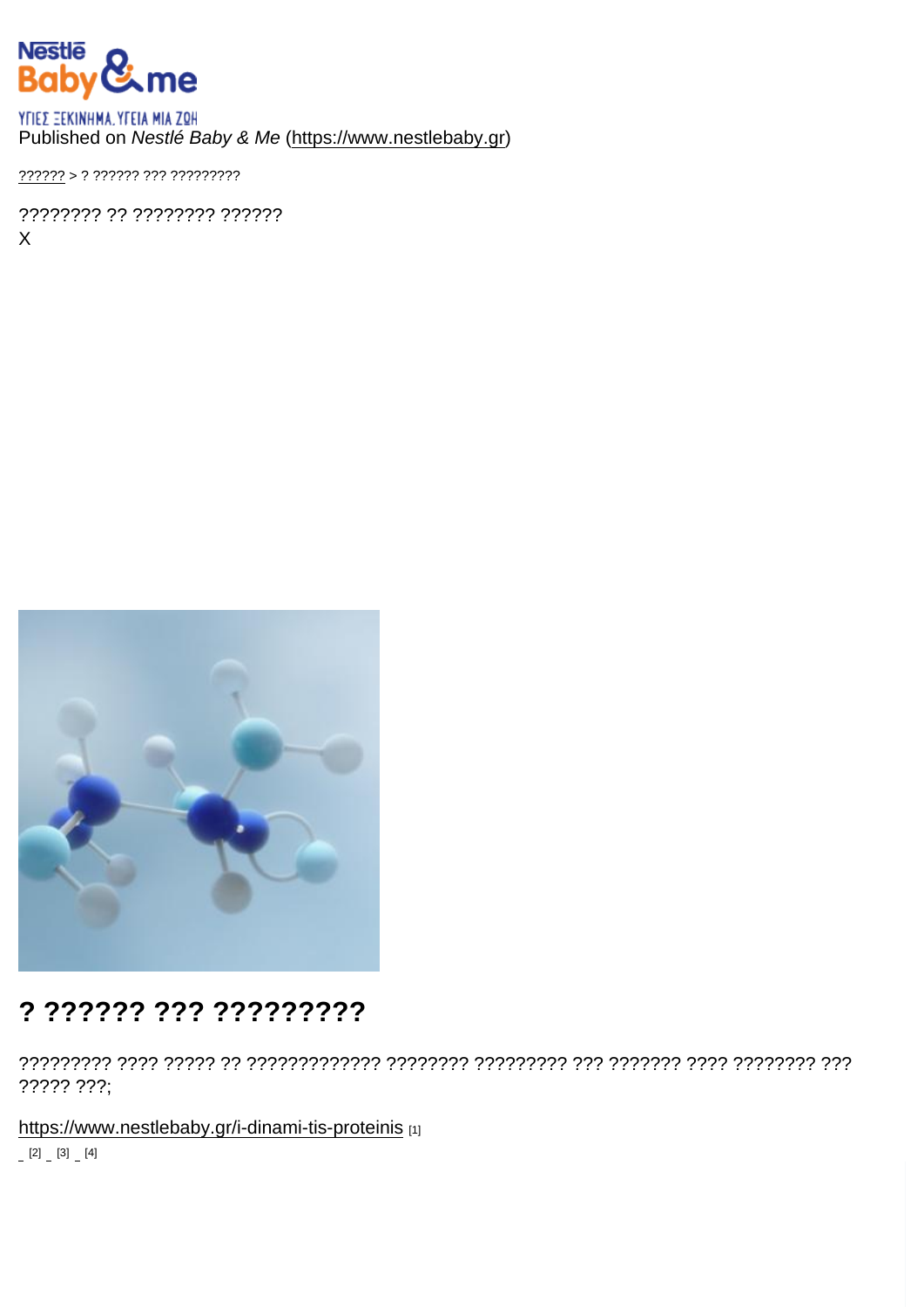ΥΓΙΕΣ ΞΕΚΙΝΗΜΑ. ΥΓΕΙΑ ΜΙΑ ΖΩΗ

Published on *Nestlé Baby & Me* (https://www.nestlebaby.gr)

?????? > ? ?????? ??? ?????????

???????? ?? ???????? ??????

X

# ? ?????? ??? ?????????

????????? ???? ????? ?? ????????????? ???????? ????????? ??? ??????? ???? ???????? ??? ????? ???;

https://www.nestlebaby.gr/i-dinami-tis-proteinis [1]

[2] [3] [4]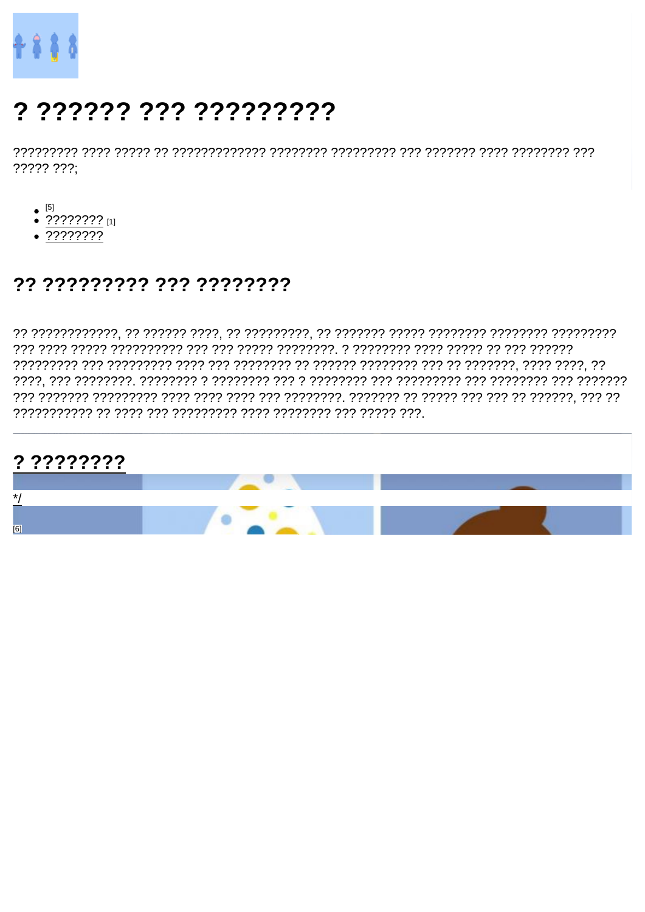# ? ?????? ??? ?????????

????????? ???? ????? ?? ????????????? ???????? ????????? ??? ??????? ???? ???????? ??? ????? ???;

- [5]
- ???????? [1]
- ????????

## ?? ????????? ??? ????????

?? ????????????, ?? ?????? ????, ?? ?????????, ?? ??????? ????? ???????? ???????? ????????? ??? ???? ????? ?????????? ??? ??? ????? ????????. ? ???????? ???? ????? ?? ??? ?????? ????????? ??? ????????? ???? ??? ???????? ?? ?????? ???????? ??? ?? ???????, ???? ????, ?? ????, ??? ????????. ???????? ? ???????? ??? ? ???????? ??? ????????? ??? ???????? ??? ??????? ??? ??????? ????????? ???? ???? ???? ??? ????????. ??????? ?? ????? ??? ??? ?? ??????, ??? ?? ??????????? ?? ???? ??? ????????? ???? ???????? ??? ????? ???.

---

## ? ????????

*/

[6]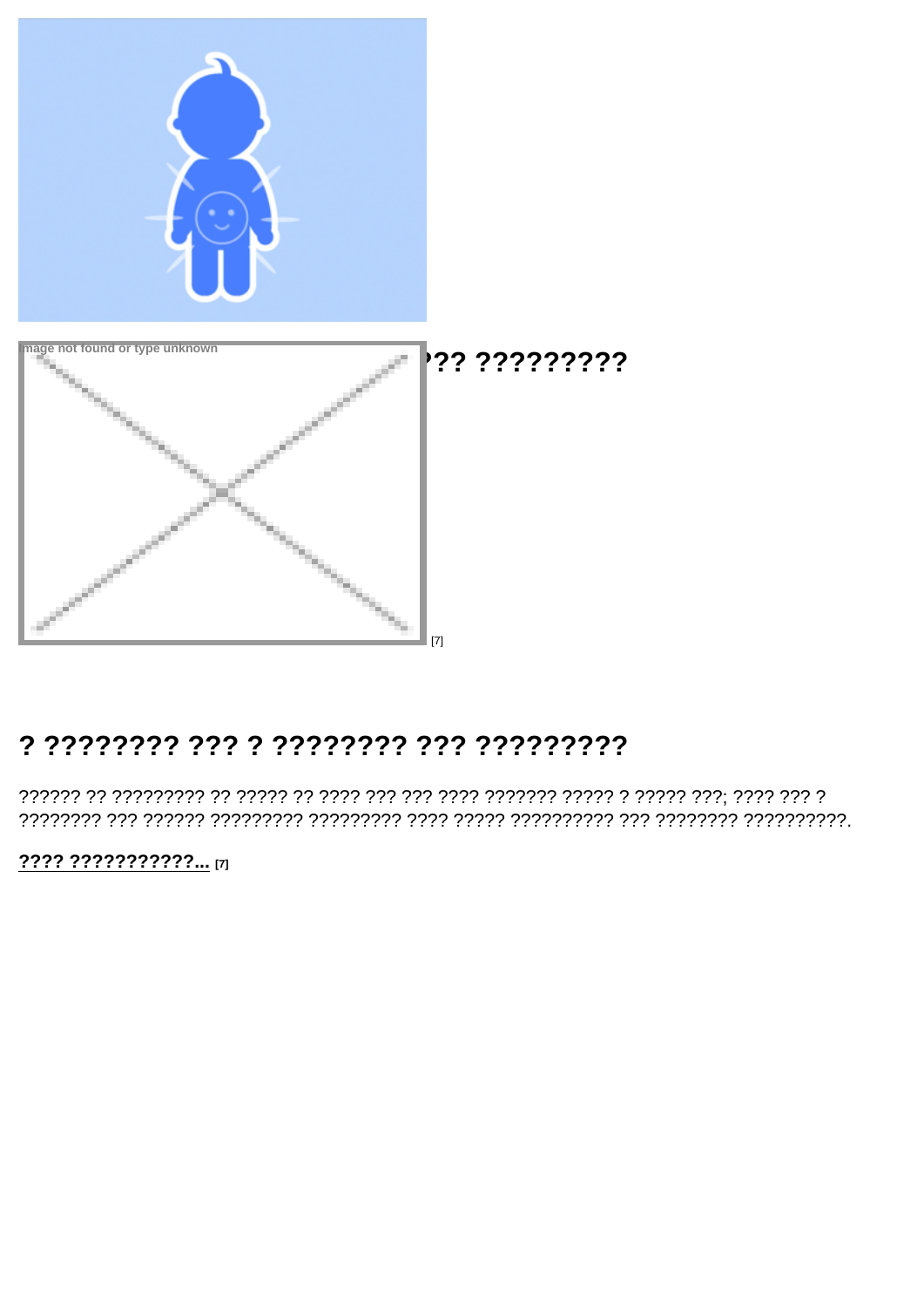Image not found or type unknown

??? ????????? [7]

# ? ???????? ??? ? ???????? ??? ?????????

?????? ?? ????????? ?? ????? ?? ???? ??? ??? ???? ??????? ????? ? ????? ???; ???? ??? ? ???????? ??? ?????? ????????? ????????? ???? ????? ?????????? ??? ???????? ??????????.

**???? ???????????...** [7]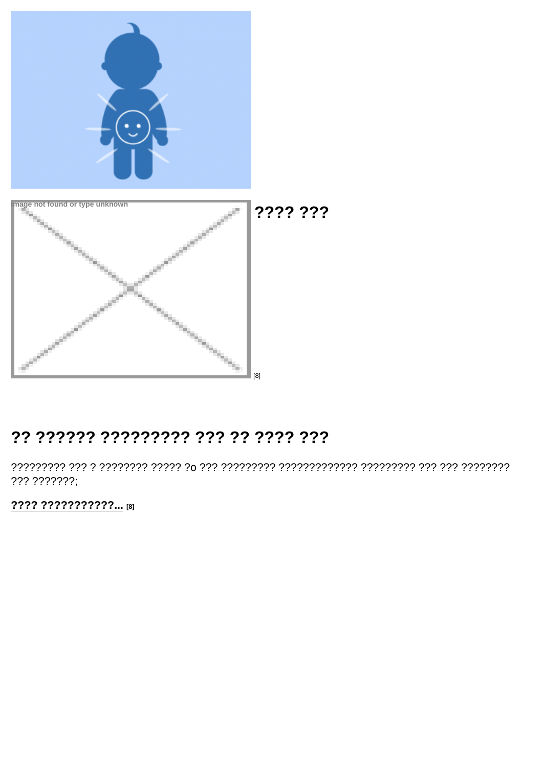Image not found or type unknown

## ???? ???

[8]

## ?? ?????? ????????? ??? ?? ???? ???

????????? ??? ? ???????? ????? ?o ??? ????????? ????????????? ????????? ??? ??? ???????? ??? ???????;

**???? ???????????...** [8]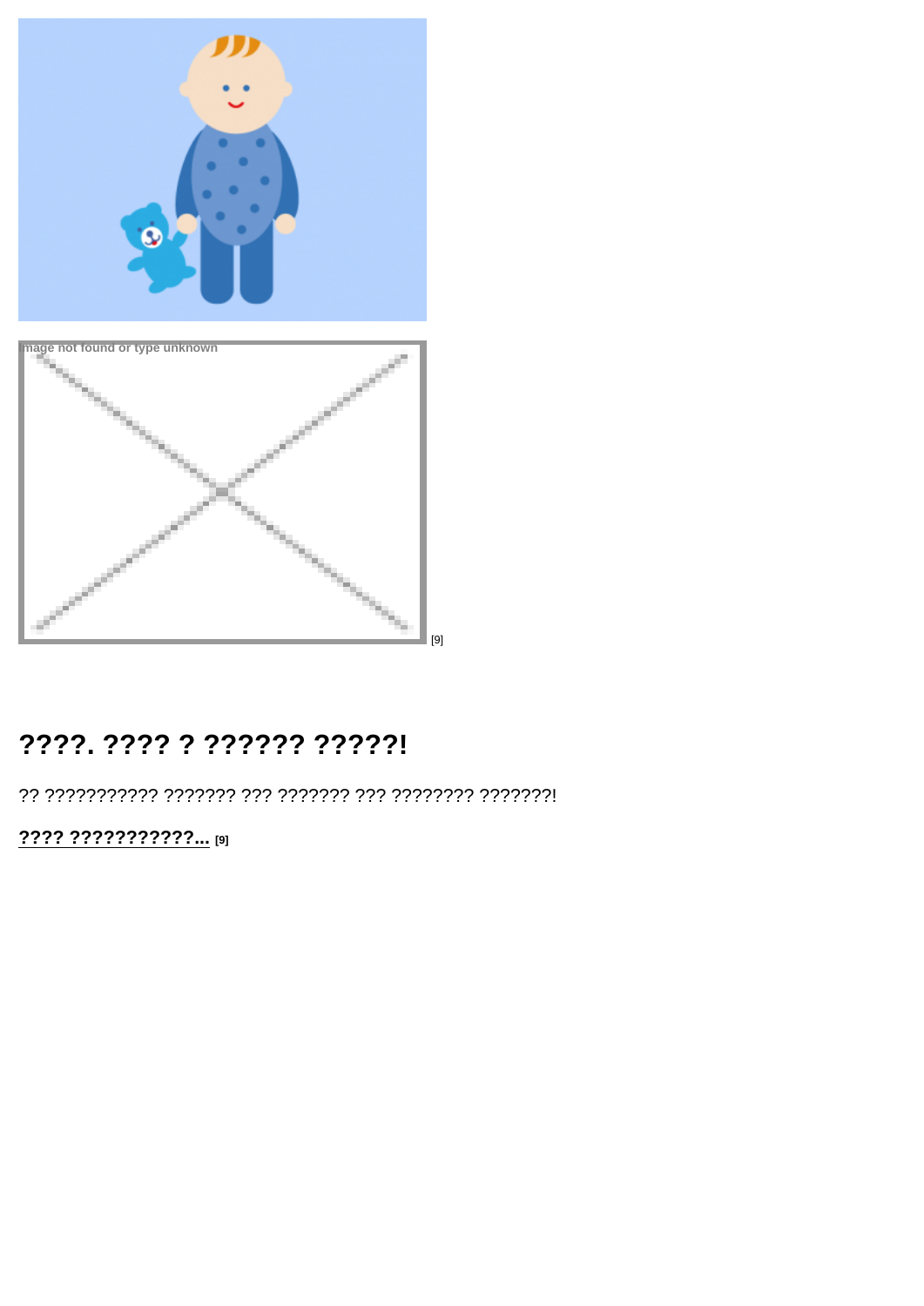# ????. ???? ? ?????? ?????!

?? ??????????? ??????? ??? ??????? ??? ???????? ???????!

**???? ???????????...** [9]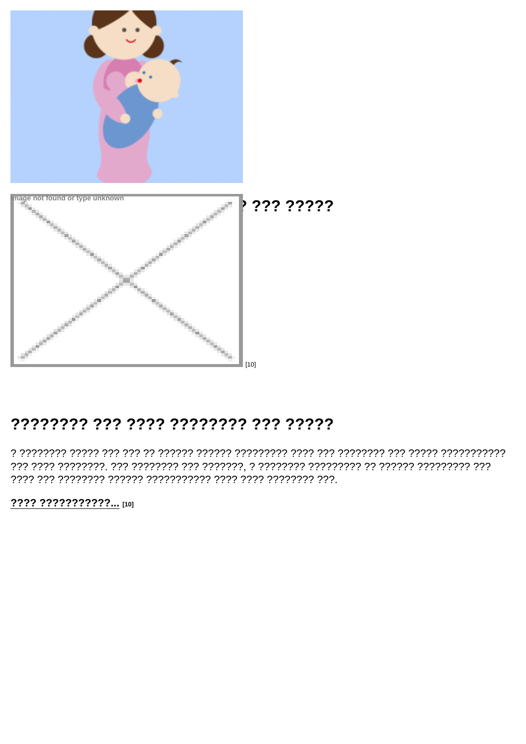? ??? ?????

[10]

## ???????? ??? ???? ???????? ??? ?????

? ???????? ????? ??? ??? ?? ?????? ?????? ????????? ???? ??? ???????? ??? ????? ??????????? ??? ???? ????????. ??? ???????? ??? ???????, ? ???????? ????????? ?? ?????? ????????? ??? ???? ??? ???????? ?????? ??????????? ???? ???? ???????? ???.

**???? ???????????...** [10]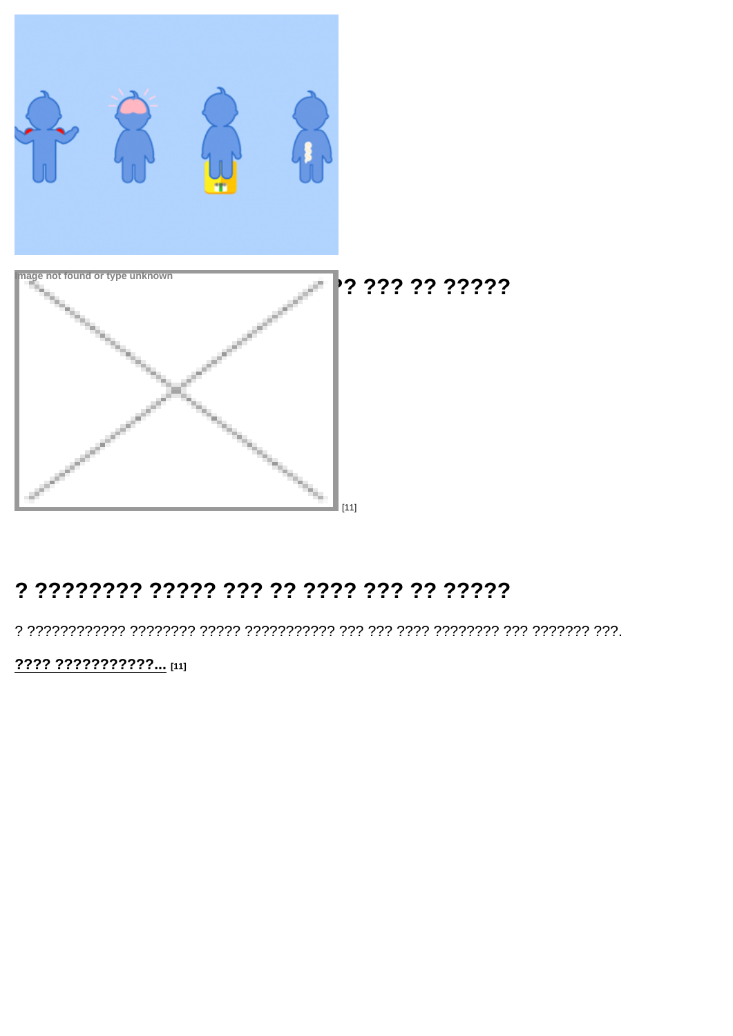?? ??? ?? ?????

[11]

## ? ???????? ????? ??? ?? ???? ??? ?? ?????

? ????????????? ???????? ?????? ??????????? ??? ??? ????? ???????? ??? ??????? ???.

**???? ???????????...** [11]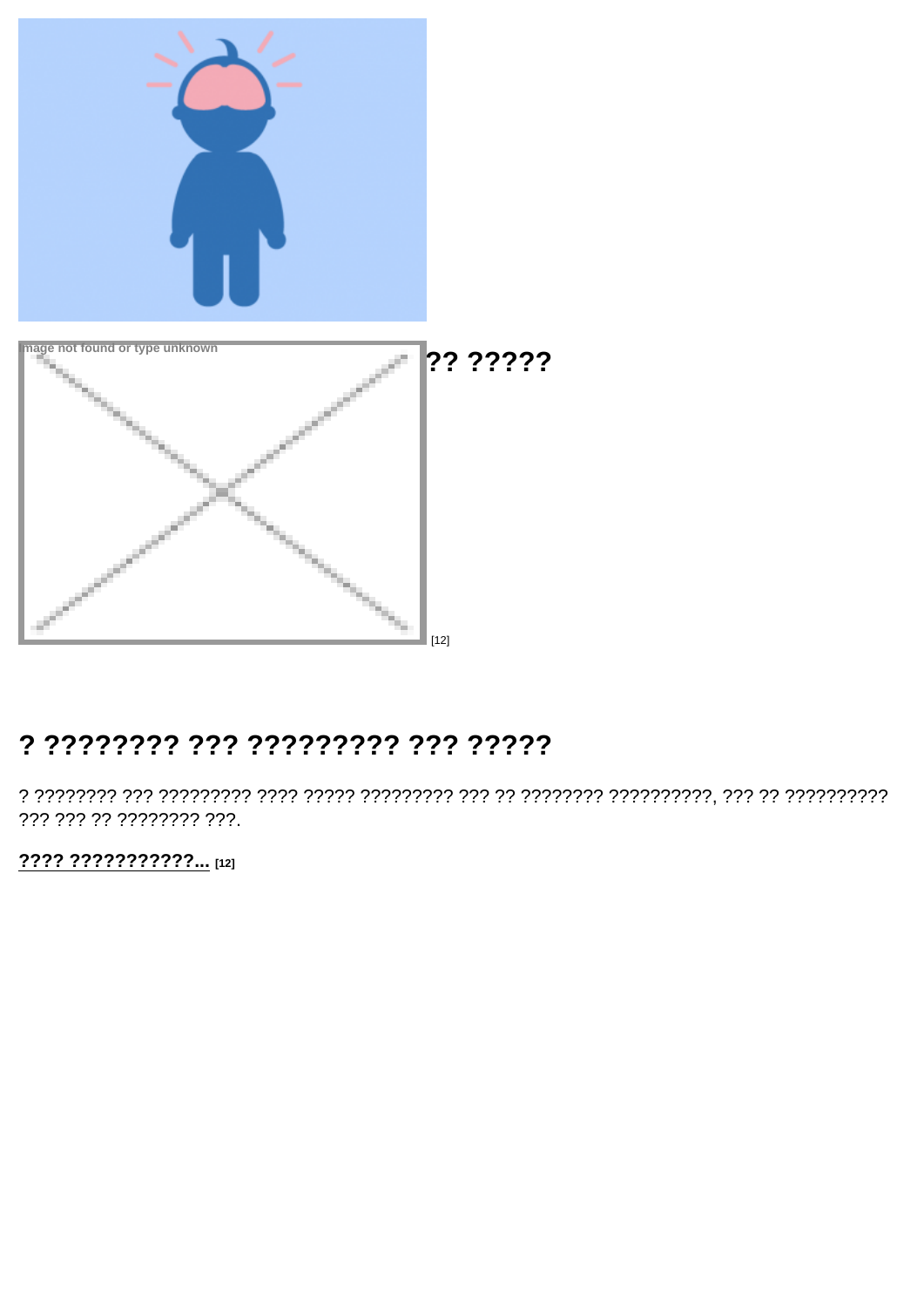## ?? ?????

[12]

## ? ???????? ??? ????????? ??? ?????

? ???????? ??? ????????? ???? ?????? ????????? ??? ?? ???????? ??????????, ??? ?? ?????????? ??? ??? ?? ???????? ???.

**???? ???????????...** [12]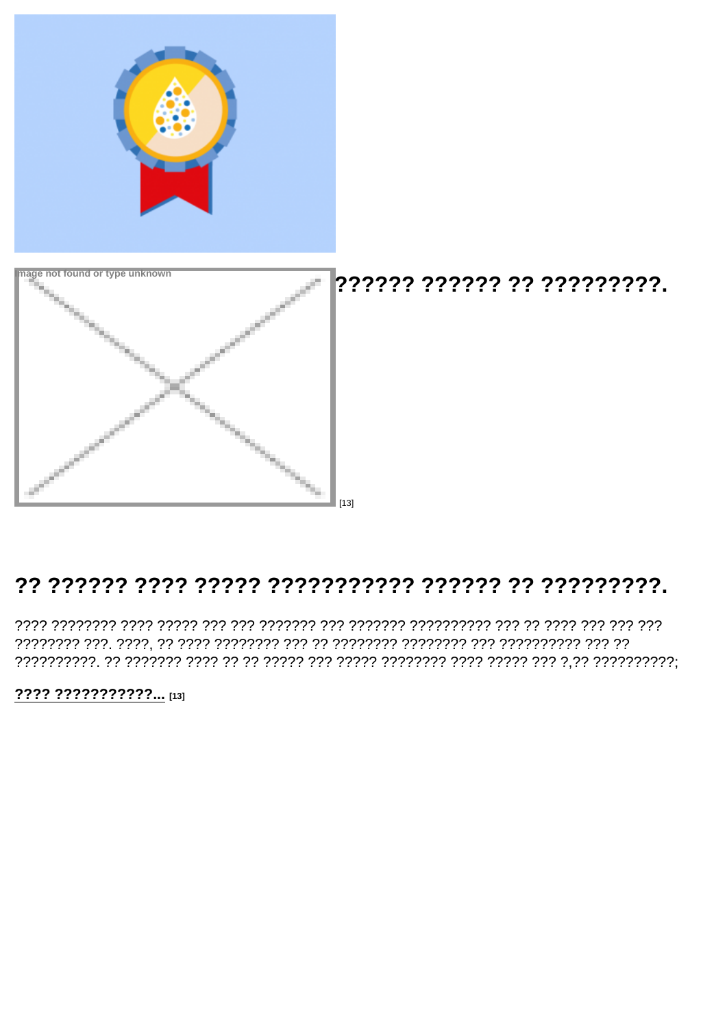Image not found or type unknown

## ?????? ?????? ?? ?????????.

[13]

## ?? ?????? ???? ????? ??????????? ?????? ?? ?????????.

???? ???????? ???? ????? ??? ??? ??????? ??? ??????? ?????????? ??? ?? ???? ??? ??? ??? ???????? ???. ????, ?? ???? ???????? ??? ?? ???????? ???????? ??? ?????????? ??? ?? ??????????. ?? ??????? ???? ?? ?? ????? ??? ????? ???????? ???? ????? ??? ?,?? ??????????;

**???? ???????????...** [13]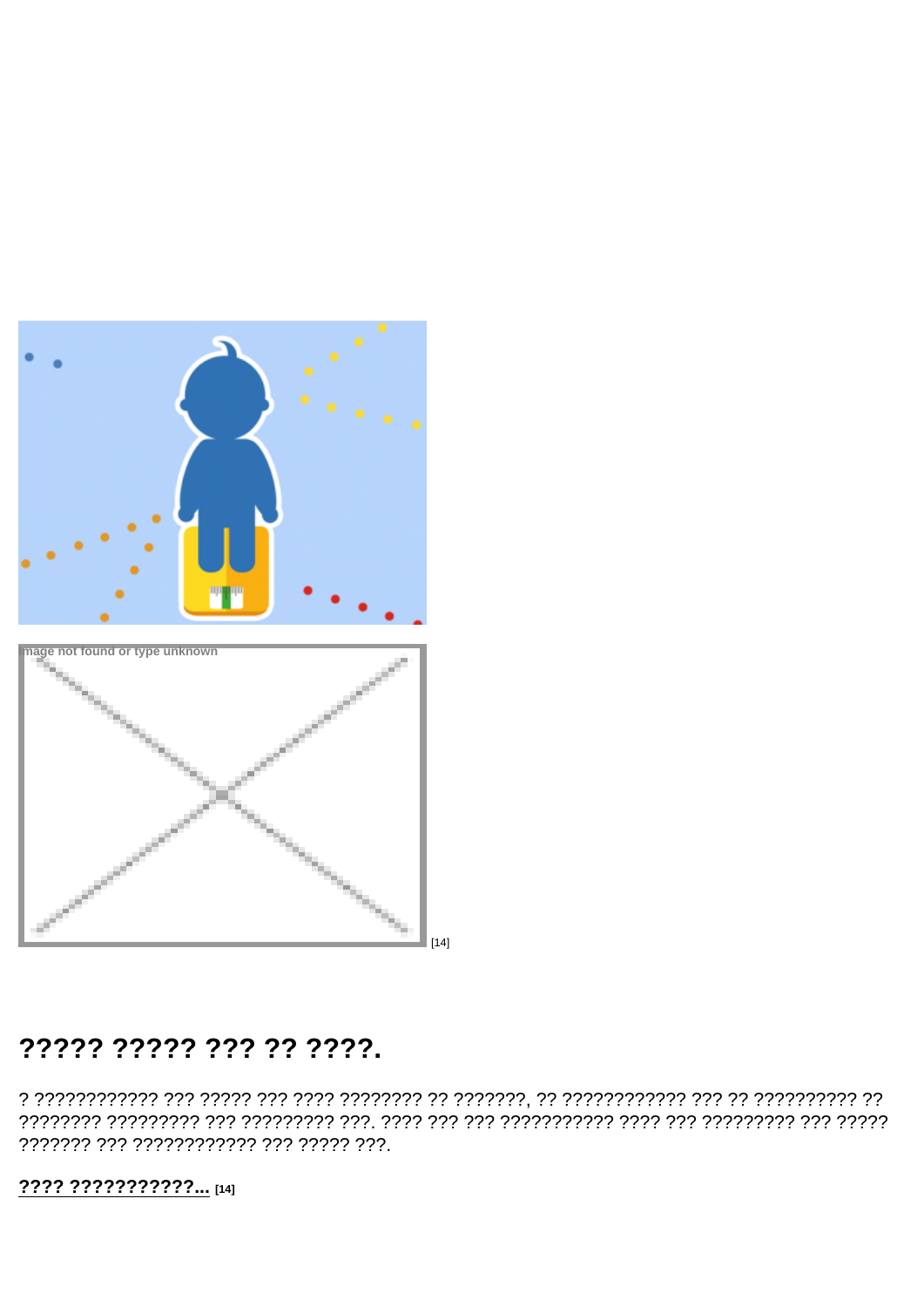Image not found or type unknown

[14]

## ????? ????? ??? ?? ????.

? ????????????? ??? ????? ??? ???? ???????? ?? ???????, ?? ????????????? ??? ?? ?????????? ?? ???????? ????????? ??? ????????? ???. ???? ??? ??? ??????????? ???? ??? ????????? ??? ????? ??????? ??? ???????????? ??? ????? ???.

**???? ???????????...** [14]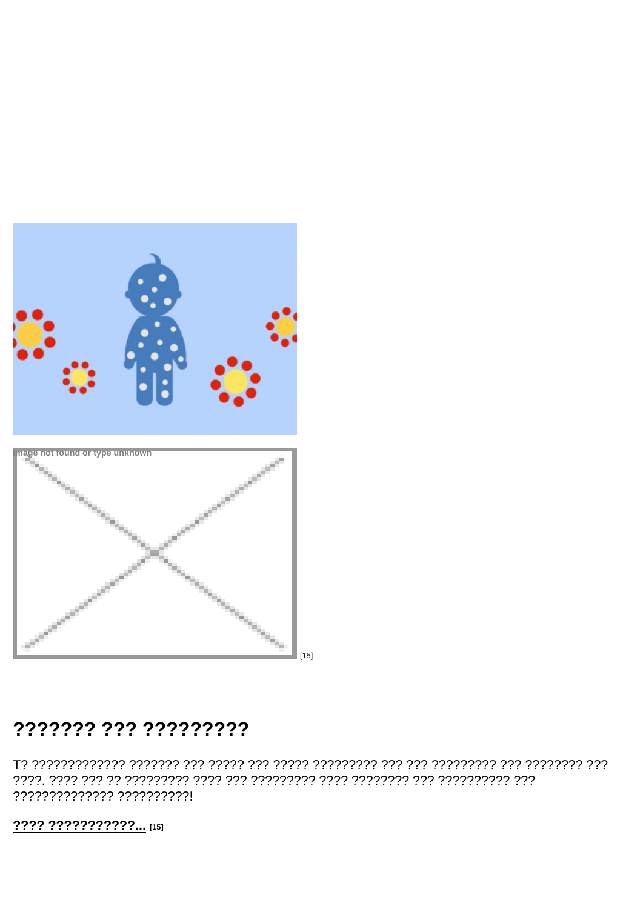Image not found or type unknown

[15]

# ??????? ??? ?????????

T? ?????????????? ??????? ??? ????? ??? ????? ????????? ??? ??? ????????? ??? ???????? ??? ????. ???? ??? ?? ????????? ???? ??? ????????? ???? ???????? ??? ?????????? ??? ?????????????? ??????????!

**???? ???????????...** [15]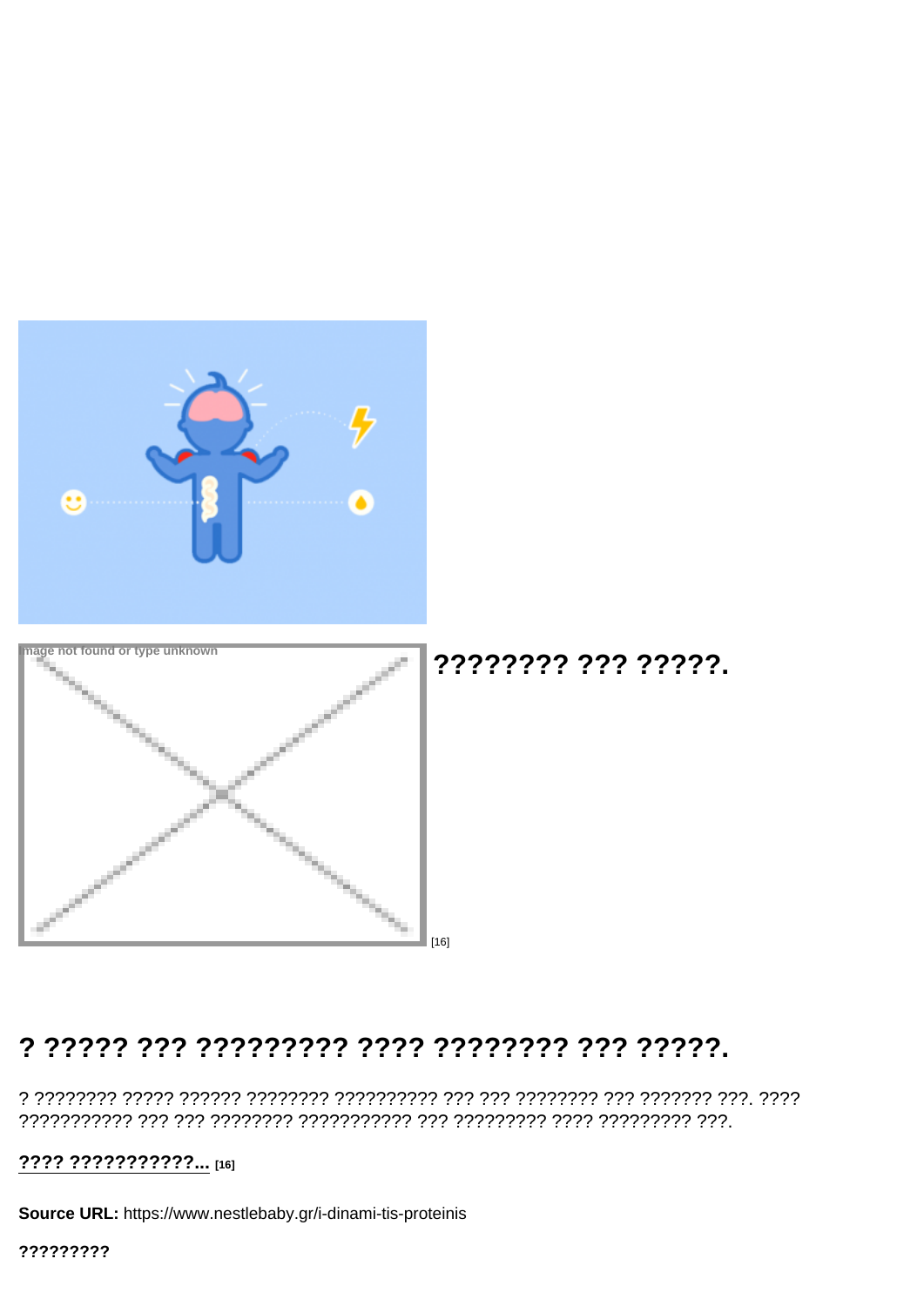Image not found or type unknown

### ???????? ??? ?????.

[16]

## ? ????? ??? ????????? ???? ???????? ??? ?????.

? ???????? ????? ?????? ???????? ?????????? ??? ??? ???????? ??? ??????? ???. ???? ??????????? ??? ??? ???????? ??????????? ??? ????????? ???? ????????? ???.

**???? ???????????...** [16]

**Source URL:** https://www.nestlebaby.gr/i-dinami-tis-proteinis

**?????????**